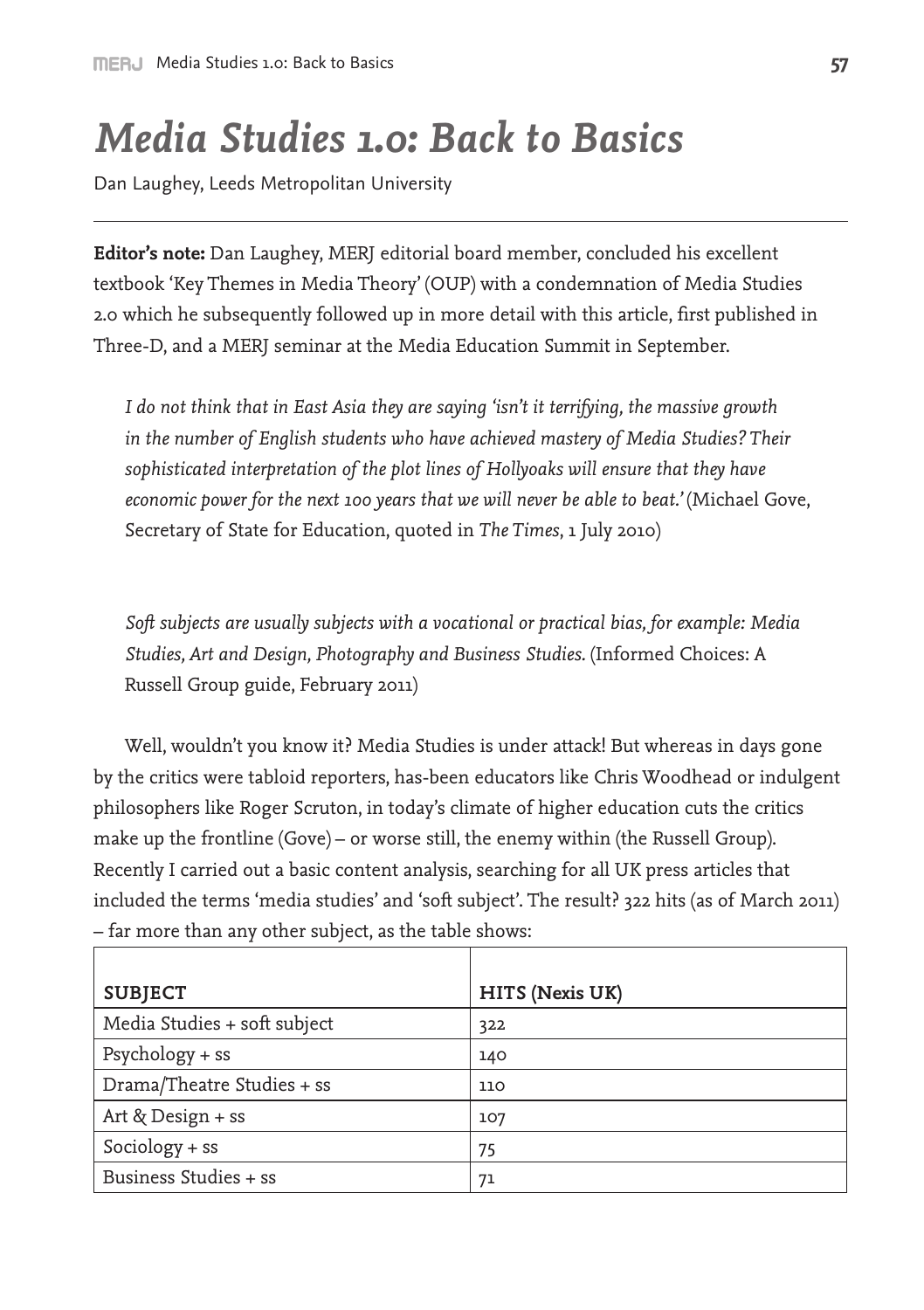# *Media Studies 1.0: Back to Basics*

Dan Laughey, Leeds Metropolitan University

**Editor's note:** Dan Laughey, MERJ editorial board member, concluded his excellent textbook 'Key Themes in Media Theory' (OUP) with a condemnation of Media Studies 2.0 which he subsequently followed up in more detail with this article, first published in Three-D, and a MERJ seminar at the Media Education Summit in September.

> *I do not think that in East Asia they are saying 'isn't it terrifying, the massive growth in the number of English students who have achieved mastery of Media Studies? Their sophisticated interpretation of the plot lines of Hollyoaks will ensure that they have economic power for the next 100 years that we will never be able to beat.'* (Michael Gove, Secretary of State for Education, quoted in *The Times*, 1 July 2010)

> *Soft subjects are usually subjects with a vocational or practical bias, for example: Media Studies, Art and Design, Photography and Business Studies.* (Informed Choices: A Russell Group guide, February 2011)

Well, wouldn't you know it? Media Studies is under attack! But whereas in days gone by the critics were tabloid reporters, has-been educators like Chris Woodhead or indulgent philosophers like Roger Scruton, in today's climate of higher education cuts the critics make up the frontline (Gove) – or worse still, the enemy within (the Russell Group). Recently I carried out a basic content analysis, searching for all UK press articles that included the terms 'media studies' and 'soft subject'. The result? 322 hits (as of March 2011) – far more than any other subject, as the table shows:

| SUBJECT | HITS (Nexis UK) |
|---|---|
| Media Studies + soft subject | 322 |
| Psychology + ss | 140 |
| Drama/Theatre Studies + ss | 110 |
| Art & Design + ss | 107 |
| Sociology + ss | 75 |
| Business Studies + ss | 71 |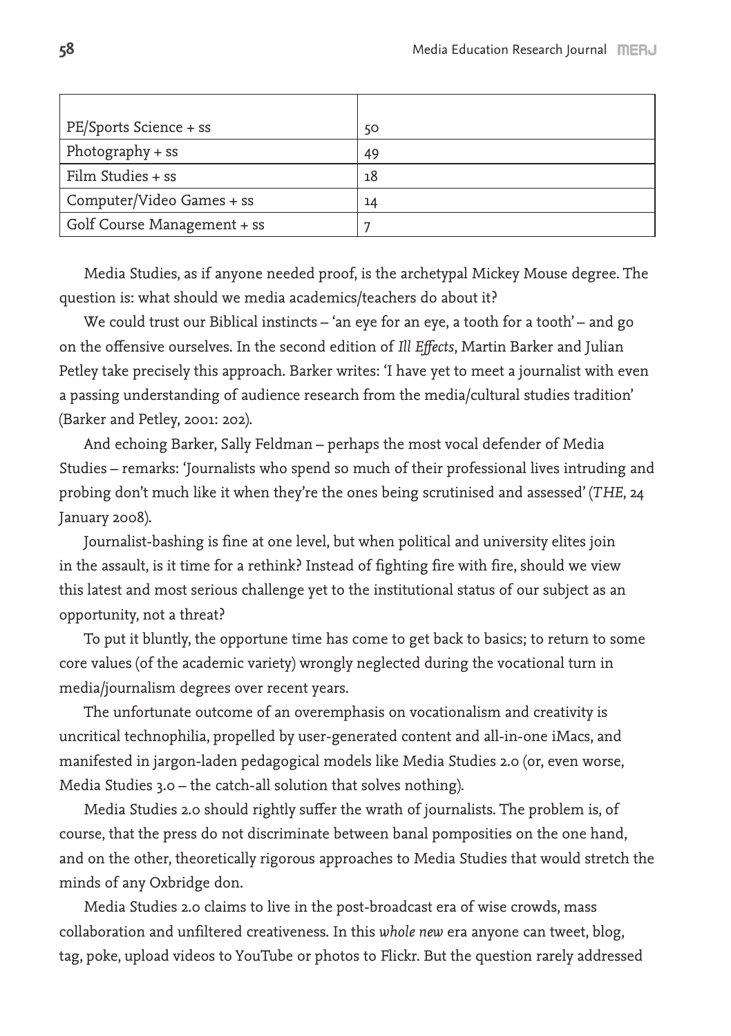| | |
|---|---|
| PE/Sports Science + ss | 50 |
| Photography + ss | 49 |
| Film Studies + ss | 18 |
| Computer/Video Games + ss | 14 |
| Golf Course Management + ss | 7 |

Media Studies, as if anyone needed proof, is the archetypal Mickey Mouse degree. The question is: what should we media academics/teachers do about it?

We could trust our Biblical instincts – 'an eye for an eye, a tooth for a tooth' – and go on the offensive ourselves. In the second edition of *Ill Effects*, Martin Barker and Julian Petley take precisely this approach. Barker writes: 'I have yet to meet a journalist with even a passing understanding of audience research from the media/cultural studies tradition' (Barker and Petley, 2001: 202).

And echoing Barker, Sally Feldman – perhaps the most vocal defender of Media Studies – remarks: 'Journalists who spend so much of their professional lives intruding and probing don't much like it when they're the ones being scrutinised and assessed' (*THE*, 24 January 2008).

Journalist-bashing is fine at one level, but when political and university elites join in the assault, is it time for a rethink? Instead of fighting fire with fire, should we view this latest and most serious challenge yet to the institutional status of our subject as an opportunity, not a threat?

To put it bluntly, the opportune time has come to get back to basics; to return to some core values (of the academic variety) wrongly neglected during the vocational turn in media/journalism degrees over recent years.

The unfortunate outcome of an overemphasis on vocationalism and creativity is uncritical technophilia, propelled by user-generated content and all-in-one iMacs, and manifested in jargon-laden pedagogical models like Media Studies 2.0 (or, even worse, Media Studies 3.0 – the catch-all solution that solves nothing).

Media Studies 2.0 should rightly suffer the wrath of journalists. The problem is, of course, that the press do not discriminate between banal pomposities on the one hand, and on the other, theoretically rigorous approaches to Media Studies that would stretch the minds of any Oxbridge don.

Media Studies 2.0 claims to live in the post-broadcast era of wise crowds, mass collaboration and unfiltered creativeness. In this *whole new* era anyone can tweet, blog, tag, poke, upload videos to YouTube or photos to Flickr. But the question rarely addressed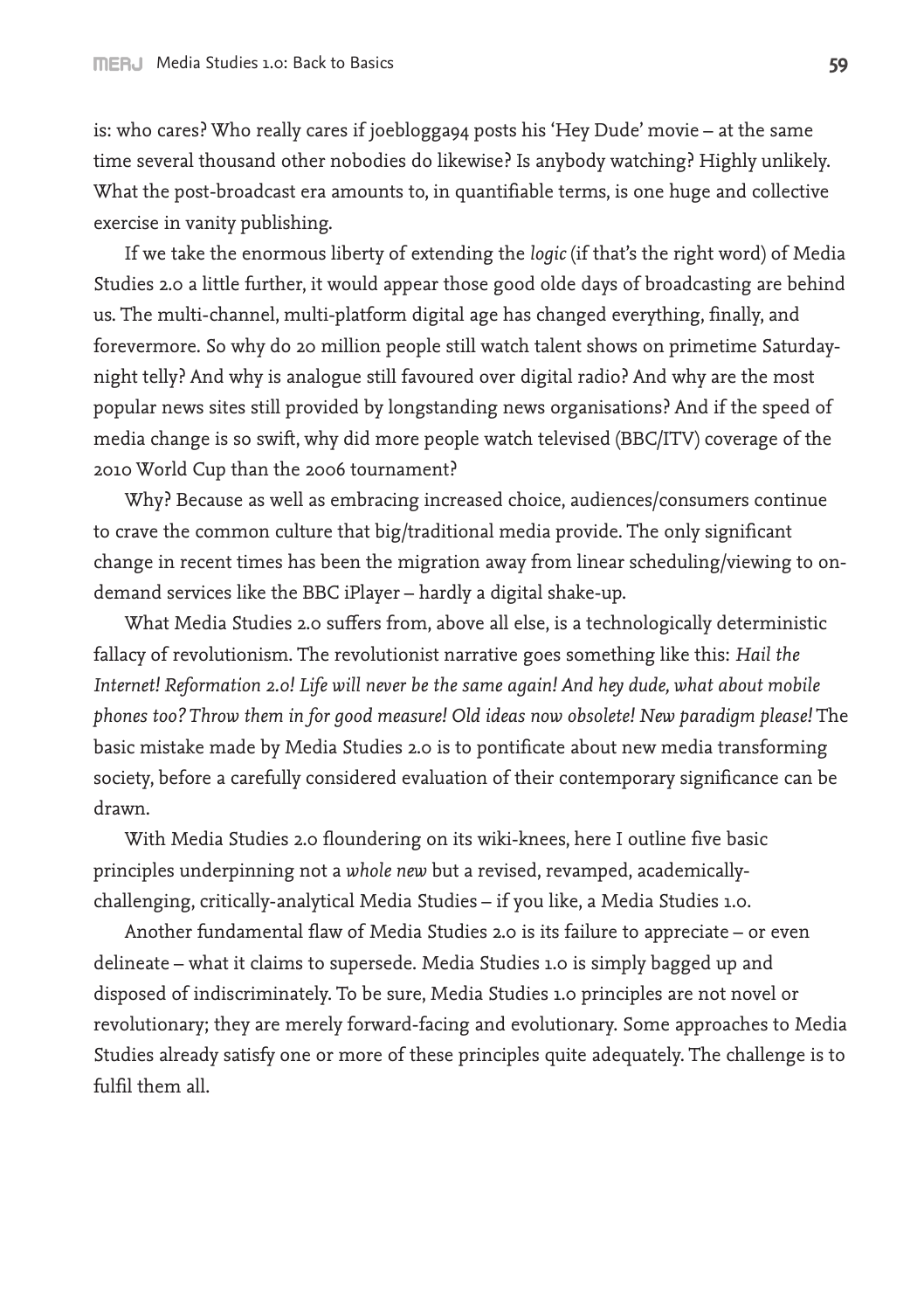is: who cares? Who really cares if joeblogga94 posts his 'Hey Dude' movie – at the same time several thousand other nobodies do likewise? Is anybody watching? Highly unlikely. What the post-broadcast era amounts to, in quantifiable terms, is one huge and collective exercise in vanity publishing.

If we take the enormous liberty of extending the *logic* (if that's the right word) of Media Studies 2.0 a little further, it would appear those good olde days of broadcasting are behind us. The multi-channel, multi-platform digital age has changed everything, finally, and forevermore. So why do 20 million people still watch talent shows on primetime Saturday-night telly? And why is analogue still favoured over digital radio? And why are the most popular news sites still provided by longstanding news organisations? And if the speed of media change is so swift, why did more people watch televised (BBC/ITV) coverage of the 2010 World Cup than the 2006 tournament?

Why? Because as well as embracing increased choice, audiences/consumers continue to crave the common culture that big/traditional media provide. The only significant change in recent times has been the migration away from linear scheduling/viewing to on-demand services like the BBC iPlayer – hardly a digital shake-up.

What Media Studies 2.0 suffers from, above all else, is a technologically deterministic fallacy of revolutionism. The revolutionist narrative goes something like this: *Hail the Internet! Reformation 2.0! Life will never be the same again! And hey dude, what about mobile phones too? Throw them in for good measure! Old ideas now obsolete! New paradigm please!* The basic mistake made by Media Studies 2.0 is to pontificate about new media transforming society, before a carefully considered evaluation of their contemporary significance can be drawn.

With Media Studies 2.0 floundering on its wiki-knees, here I outline five basic principles underpinning not a *whole new* but a revised, revamped, academically-challenging, critically-analytical Media Studies – if you like, a Media Studies 1.0.

Another fundamental flaw of Media Studies 2.0 is its failure to appreciate – or even delineate – what it claims to supersede. Media Studies 1.0 is simply bagged up and disposed of indiscriminately. To be sure, Media Studies 1.0 principles are not novel or revolutionary; they are merely forward-facing and evolutionary. Some approaches to Media Studies already satisfy one or more of these principles quite adequately. The challenge is to fulfil them all.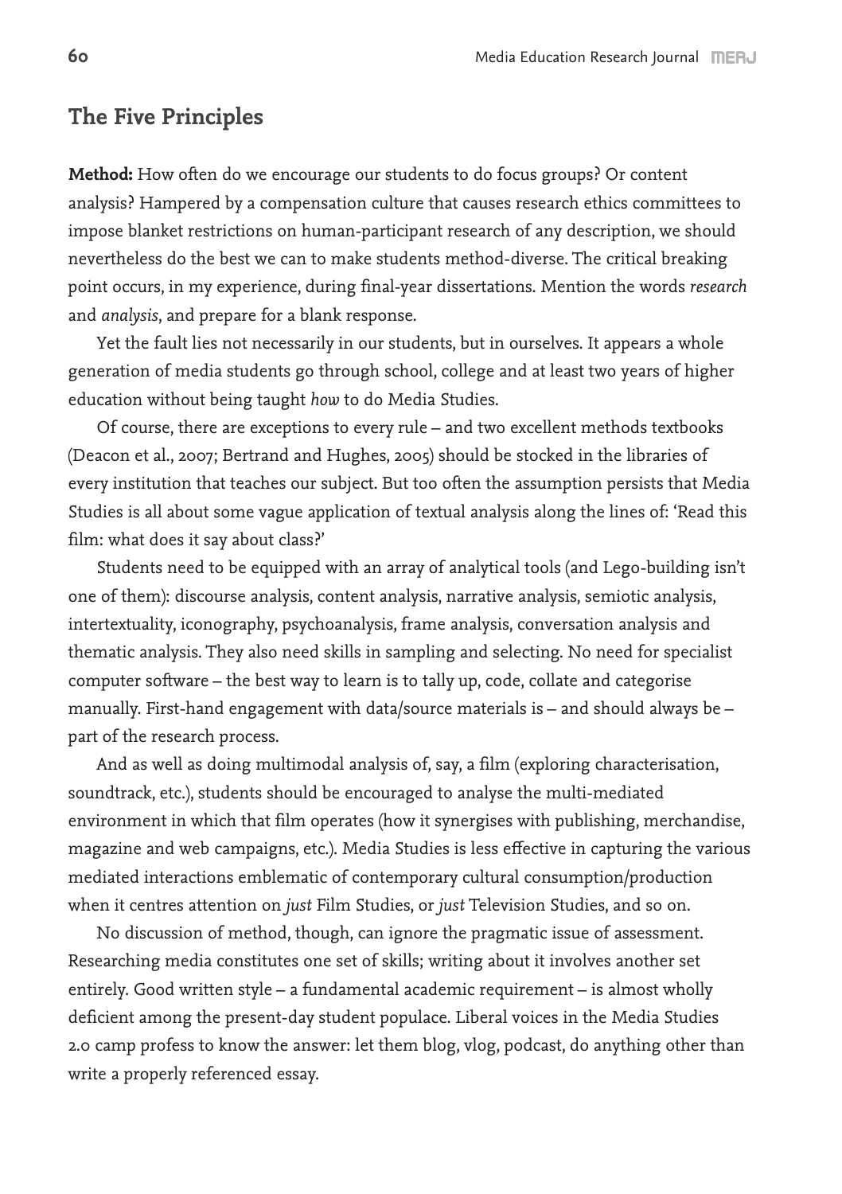## The Five Principles

**Method:** How often do we encourage our students to do focus groups? Or content analysis? Hampered by a compensation culture that causes research ethics committees to impose blanket restrictions on human-participant research of any description, we should nevertheless do the best we can to make students method-diverse. The critical breaking point occurs, in my experience, during final-year dissertations. Mention the words *research* and *analysis*, and prepare for a blank response.

Yet the fault lies not necessarily in our students, but in ourselves. It appears a whole generation of media students go through school, college and at least two years of higher education without being taught *how* to do Media Studies.

Of course, there are exceptions to every rule – and two excellent methods textbooks (Deacon et al., 2007; Bertrand and Hughes, 2005) should be stocked in the libraries of every institution that teaches our subject. But too often the assumption persists that Media Studies is all about some vague application of textual analysis along the lines of: 'Read this film: what does it say about class?'

Students need to be equipped with an array of analytical tools (and Lego-building isn't one of them): discourse analysis, content analysis, narrative analysis, semiotic analysis, intertextuality, iconography, psychoanalysis, frame analysis, conversation analysis and thematic analysis. They also need skills in sampling and selecting. No need for specialist computer software – the best way to learn is to tally up, code, collate and categorise manually. First-hand engagement with data/source materials is – and should always be – part of the research process.

And as well as doing multimodal analysis of, say, a film (exploring characterisation, soundtrack, etc.), students should be encouraged to analyse the multi-mediated environment in which that film operates (how it synergises with publishing, merchandise, magazine and web campaigns, etc.). Media Studies is less effective in capturing the various mediated interactions emblematic of contemporary cultural consumption/production when it centres attention on *just* Film Studies, or *just* Television Studies, and so on.

No discussion of method, though, can ignore the pragmatic issue of assessment. Researching media constitutes one set of skills; writing about it involves another set entirely. Good written style – a fundamental academic requirement – is almost wholly deficient among the present-day student populace. Liberal voices in the Media Studies 2.0 camp profess to know the answer: let them blog, vlog, podcast, do anything other than write a properly referenced essay.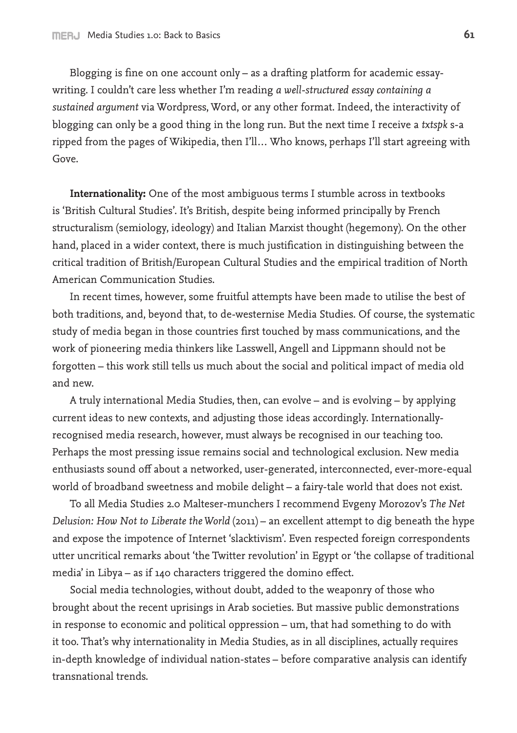Blogging is fine on one account only – as a drafting platform for academic essay-writing. I couldn't care less whether I'm reading *a well-structured essay containing a sustained argument* via Wordpress, Word, or any other format. Indeed, the interactivity of blogging can only be a good thing in the long run. But the next time I receive a *txtspk* s-a ripped from the pages of Wikipedia, then I'll… Who knows, perhaps I'll start agreeing with Gove.

**Internationality:** One of the most ambiguous terms I stumble across in textbooks is 'British Cultural Studies'. It's British, despite being informed principally by French structuralism (semiology, ideology) and Italian Marxist thought (hegemony). On the other hand, placed in a wider context, there is much justification in distinguishing between the critical tradition of British/European Cultural Studies and the empirical tradition of North American Communication Studies.

In recent times, however, some fruitful attempts have been made to utilise the best of both traditions, and, beyond that, to de-westernise Media Studies. Of course, the systematic study of media began in those countries first touched by mass communications, and the work of pioneering media thinkers like Lasswell, Angell and Lippmann should not be forgotten – this work still tells us much about the social and political impact of media old and new.

A truly international Media Studies, then, can evolve – and is evolving – by applying current ideas to new contexts, and adjusting those ideas accordingly. Internationally-recognised media research, however, must always be recognised in our teaching too. Perhaps the most pressing issue remains social and technological exclusion. New media enthusiasts sound off about a networked, user-generated, interconnected, ever-more-equal world of broadband sweetness and mobile delight – a fairy-tale world that does not exist.

To all Media Studies 2.0 Malteser-munchers I recommend Evgeny Morozov's *The Net Delusion: How Not to Liberate the World* (2011) – an excellent attempt to dig beneath the hype and expose the impotence of Internet 'slacktivism'. Even respected foreign correspondents utter uncritical remarks about 'the Twitter revolution' in Egypt or 'the collapse of traditional media' in Libya – as if 140 characters triggered the domino effect.

Social media technologies, without doubt, added to the weaponry of those who brought about the recent uprisings in Arab societies. But massive public demonstrations in response to economic and political oppression – um, that had something to do with it too. That's why internationality in Media Studies, as in all disciplines, actually requires in-depth knowledge of individual nation-states – before comparative analysis can identify transnational trends.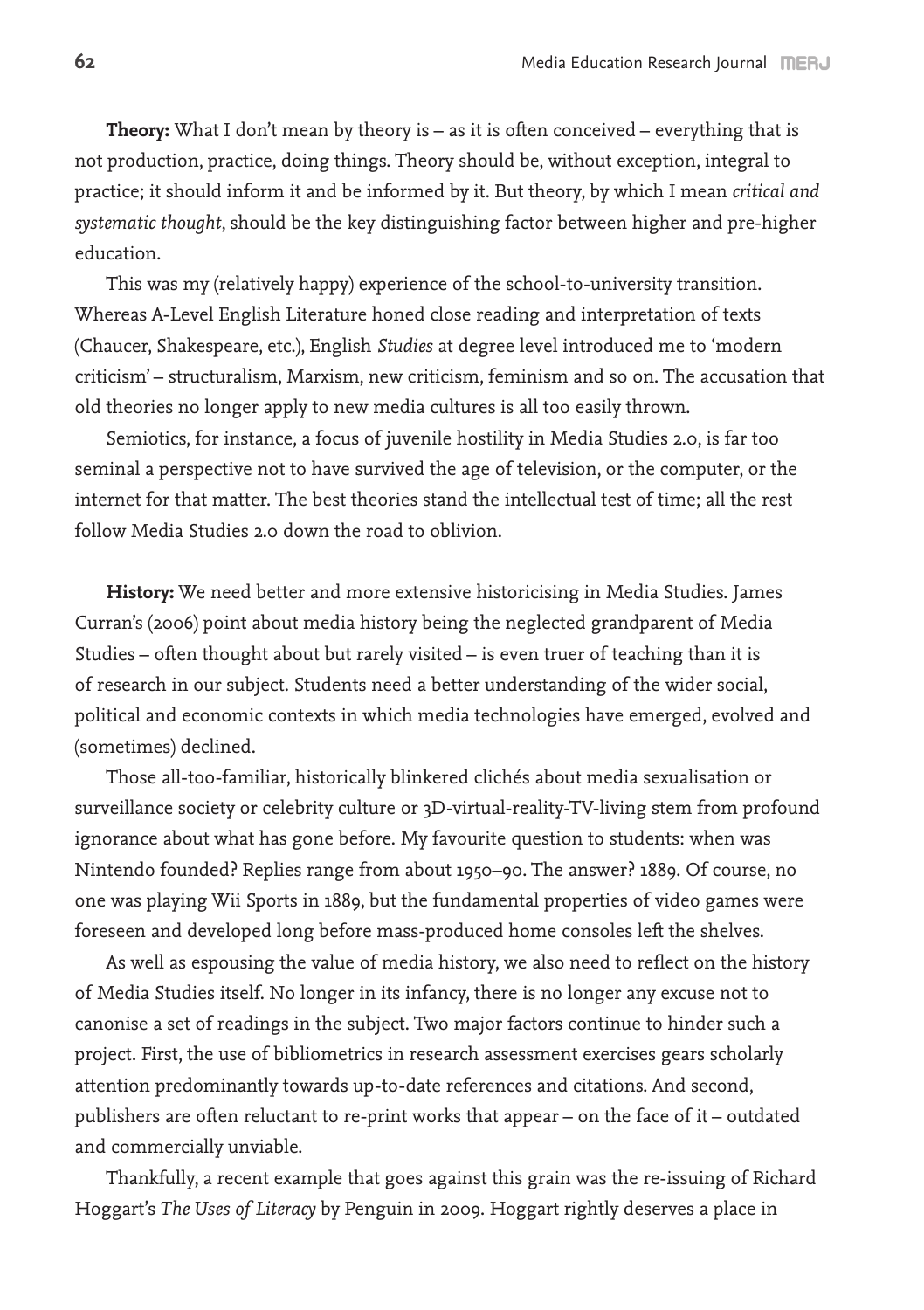**Theory:** What I don't mean by theory is – as it is often conceived – everything that is not production, practice, doing things. Theory should be, without exception, integral to practice; it should inform it and be informed by it. But theory, by which I mean *critical and systematic thought*, should be the key distinguishing factor between higher and pre-higher education.

This was my (relatively happy) experience of the school-to-university transition. Whereas A-Level English Literature honed close reading and interpretation of texts (Chaucer, Shakespeare, etc.), English *Studies* at degree level introduced me to 'modern criticism' – structuralism, Marxism, new criticism, feminism and so on. The accusation that old theories no longer apply to new media cultures is all too easily thrown.

Semiotics, for instance, a focus of juvenile hostility in Media Studies 2.0, is far too seminal a perspective not to have survived the age of television, or the computer, or the internet for that matter. The best theories stand the intellectual test of time; all the rest follow Media Studies 2.0 down the road to oblivion.

**History:** We need better and more extensive historicising in Media Studies. James Curran's (2006) point about media history being the neglected grandparent of Media Studies – often thought about but rarely visited – is even truer of teaching than it is of research in our subject. Students need a better understanding of the wider social, political and economic contexts in which media technologies have emerged, evolved and (sometimes) declined.

Those all-too-familiar, historically blinkered clichés about media sexualisation or surveillance society or celebrity culture or 3D-virtual-reality-TV-living stem from profound ignorance about what has gone before. My favourite question to students: when was Nintendo founded? Replies range from about 1950–90. The answer? 1889. Of course, no one was playing Wii Sports in 1889, but the fundamental properties of video games were foreseen and developed long before mass-produced home consoles left the shelves.

As well as espousing the value of media history, we also need to reflect on the history of Media Studies itself. No longer in its infancy, there is no longer any excuse not to canonise a set of readings in the subject. Two major factors continue to hinder such a project. First, the use of bibliometrics in research assessment exercises gears scholarly attention predominantly towards up-to-date references and citations. And second, publishers are often reluctant to re-print works that appear – on the face of it – outdated and commercially unviable.

Thankfully, a recent example that goes against this grain was the re-issuing of Richard Hoggart's *The Uses of Literacy* by Penguin in 2009. Hoggart rightly deserves a place in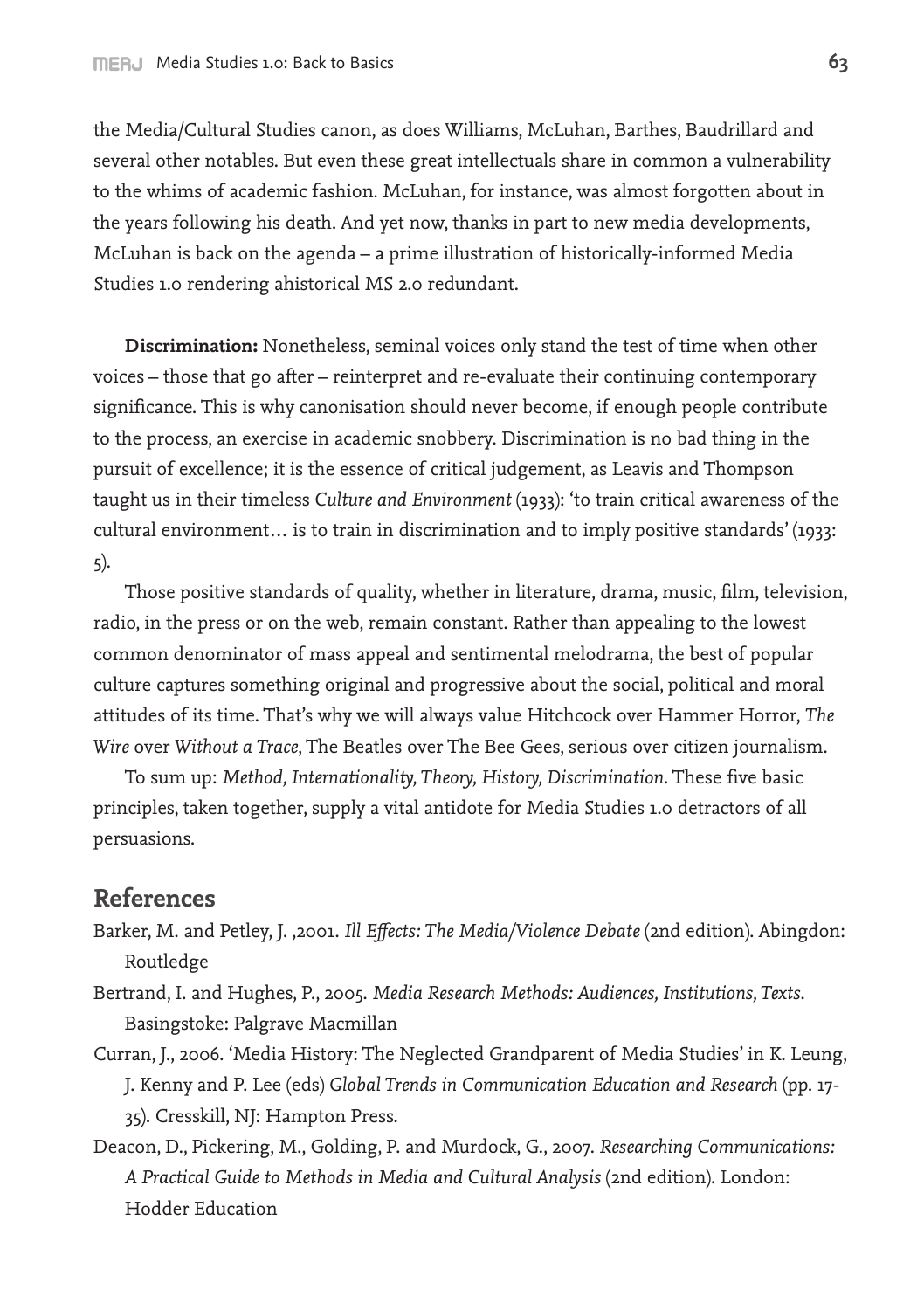the Media/Cultural Studies canon, as does Williams, McLuhan, Barthes, Baudrillard and several other notables. But even these great intellectuals share in common a vulnerability to the whims of academic fashion. McLuhan, for instance, was almost forgotten about in the years following his death. And yet now, thanks in part to new media developments, McLuhan is back on the agenda – a prime illustration of historically-informed Media Studies 1.0 rendering ahistorical MS 2.0 redundant.

**Discrimination:** Nonetheless, seminal voices only stand the test of time when other voices – those that go after – reinterpret and re-evaluate their continuing contemporary significance. This is why canonisation should never become, if enough people contribute to the process, an exercise in academic snobbery. Discrimination is no bad thing in the pursuit of excellence; it is the essence of critical judgement, as Leavis and Thompson taught us in their timeless *Culture and Environment* (1933): 'to train critical awareness of the cultural environment… is to train in discrimination and to imply positive standards' (1933: 5).

Those positive standards of quality, whether in literature, drama, music, film, television, radio, in the press or on the web, remain constant. Rather than appealing to the lowest common denominator of mass appeal and sentimental melodrama, the best of popular culture captures something original and progressive about the social, political and moral attitudes of its time. That's why we will always value Hitchcock over Hammer Horror, *The Wire* over *Without a Trace*, The Beatles over The Bee Gees, serious over citizen journalism.

To sum up: *Method, Internationality, Theory, History, Discrimination*. These five basic principles, taken together, supply a vital antidote for Media Studies 1.0 detractors of all persuasions.

## References

Barker, M. and Petley, J. ,2001. *Ill Effects: The Media/Violence Debate* (2nd edition). Abingdon: Routledge

Bertrand, I. and Hughes, P., 2005. *Media Research Methods: Audiences, Institutions, Texts*. Basingstoke: Palgrave Macmillan

Curran, J., 2006. 'Media History: The Neglected Grandparent of Media Studies' in K. Leung, J. Kenny and P. Lee (eds) *Global Trends in Communication Education and Research* (pp. 17-35). Cresskill, NJ: Hampton Press.

Deacon, D., Pickering, M., Golding, P. and Murdock, G., 2007. *Researching Communications: A Practical Guide to Methods in Media and Cultural Analysis* (2nd edition). London: Hodder Education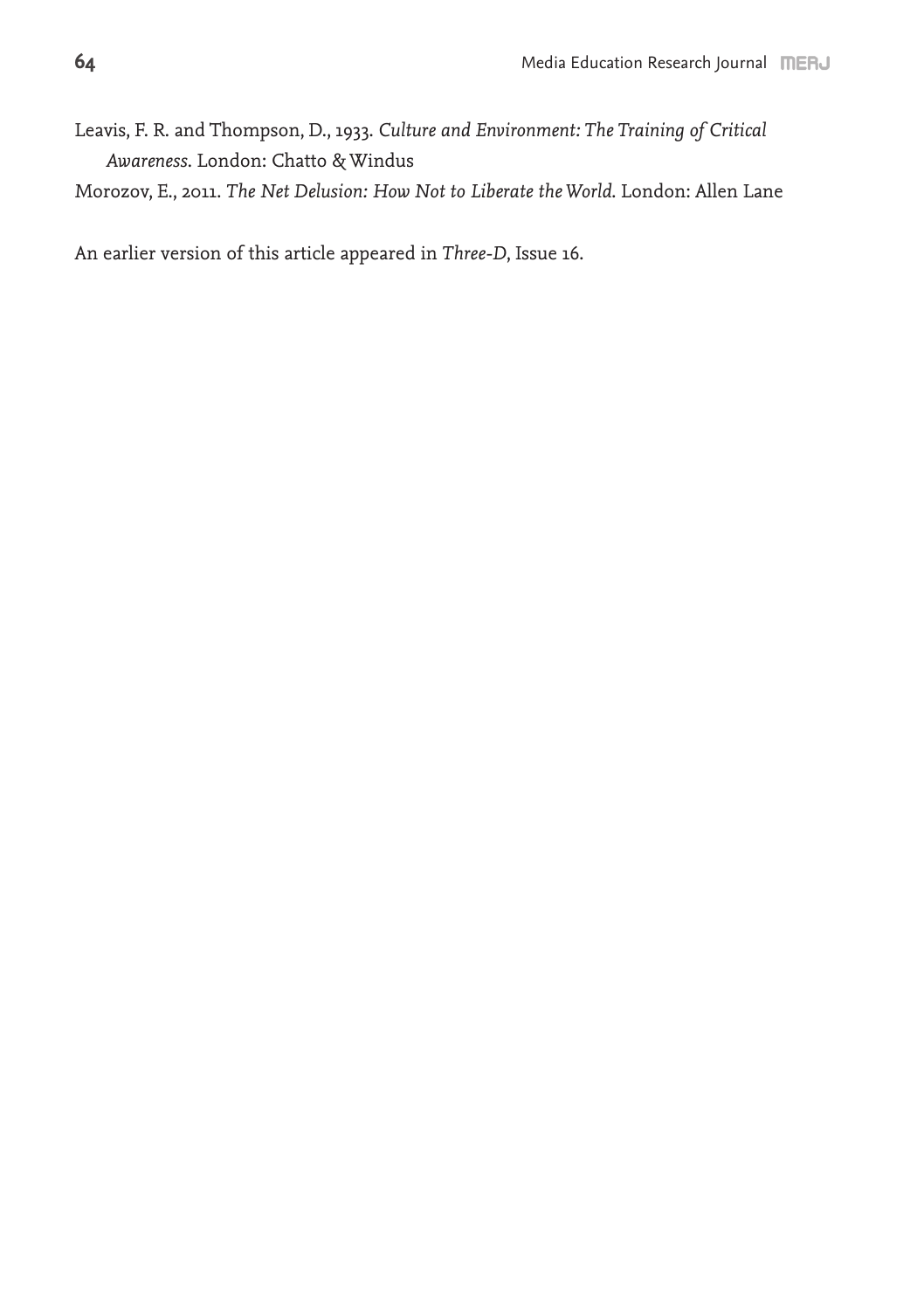Leavis, F. R. and Thompson, D., 1933. *Culture and Environment: The Training of Critical Awareness*. London: Chatto & Windus

Morozov, E., 2011. *The Net Delusion: How Not to Liberate the World*. London: Allen Lane

An earlier version of this article appeared in *Three-D*, Issue 16.